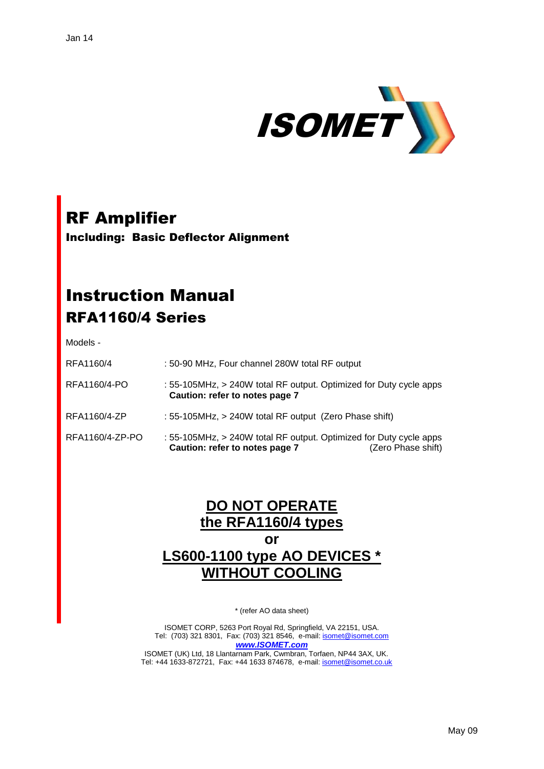Jan 14

ISOMET

# RF Amplifier

**Including: Basic Deflector Alignment**

# Instruction Manual

## RFA1160/4 Series

Models -

| | |
|---|---|
| RFA1160/4 | : 50-90 MHz, Four channel 280W total RF output |
| RFA1160/4-PO | : 55-105MHz, > 240W total RF output. Optimized for Duty cycle apps **Caution: refer to notes page 7** |
| RFA1160/4-ZP | : 55-105MHz, > 240W total RF output (Zero Phase shift) |
| RFA1160/4-ZP-PO | : 55-105MHz, > 240W total RF output. Optimized for Duty cycle apps **Caution: refer to notes page 7** (Zero Phase shift) |

**DO NOT OPERATE**
**the RFA1160/4 types**
**or**
**LS600-1100 type AO DEVICES ***
**WITHOUT COOLING**

* (refer AO data sheet)

ISOMET CORP, 5263 Port Royal Rd, Springfield, VA 22151, USA.
Tel: (703) 321 8301, Fax: (703) 321 8546, e-mail: isomet@isomet.com
***www.ISOMET.com***
ISOMET (UK) Ltd, 18 Llantarnam Park, Cwmbran, Torfaen, NP44 3AX, UK.
Tel: +44 1633-872721, Fax: +44 1633 874678, e-mail: isomet@isomet.co.uk

May 09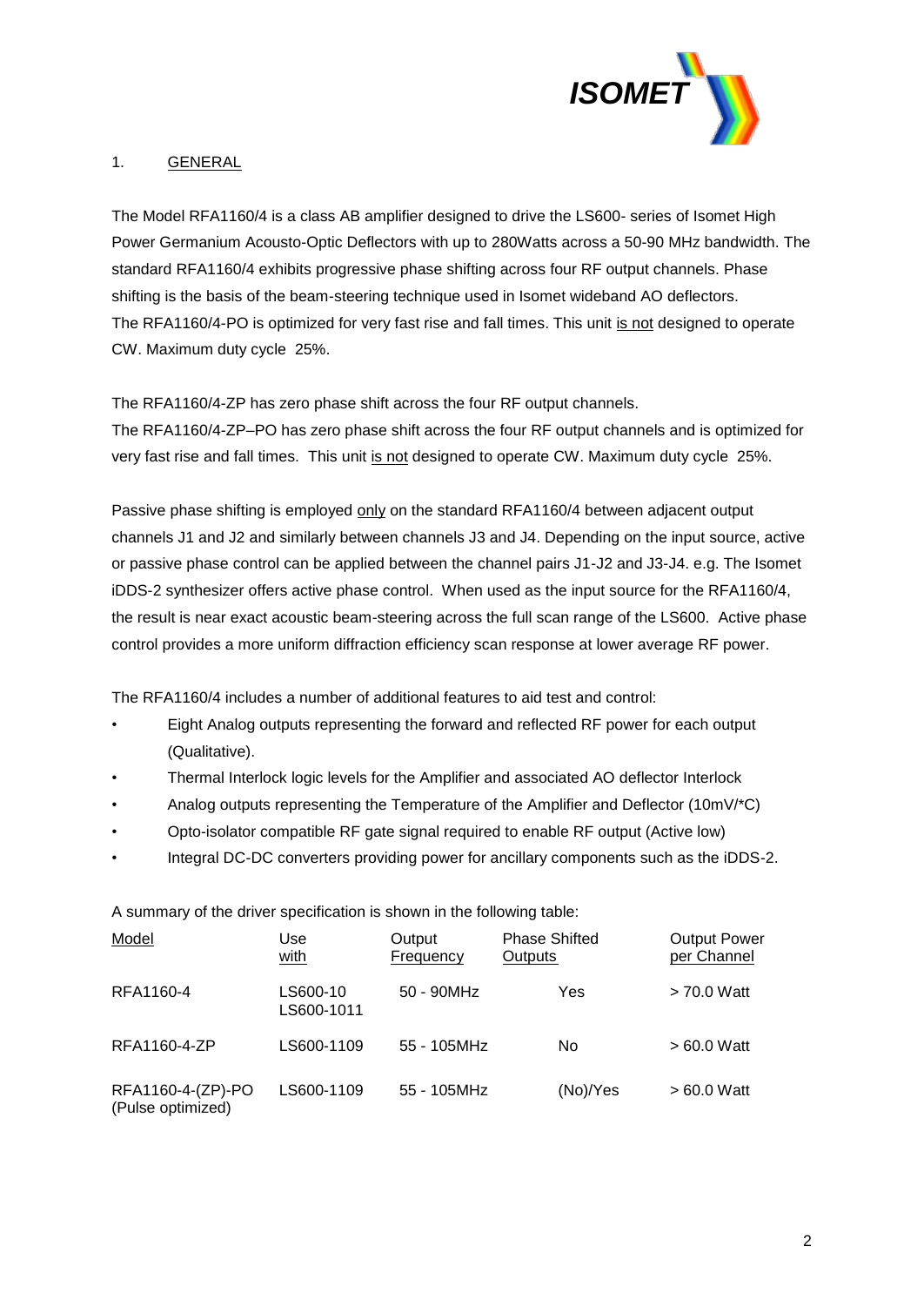## 1. GENERAL

The Model RFA1160/4 is a class AB amplifier designed to drive the LS600- series of Isomet High Power Germanium Acousto-Optic Deflectors with up to 280Watts across a 50-90 MHz bandwidth. The standard RFA1160/4 exhibits progressive phase shifting across four RF output channels. Phase shifting is the basis of the beam-steering technique used in Isomet wideband AO deflectors.
The RFA1160/4-PO is optimized for very fast rise and fall times. This unit is not designed to operate CW. Maximum duty cycle 25%.

The RFA1160/4-ZP has zero phase shift across the four RF output channels.
The RFA1160/4-ZP–PO has zero phase shift across the four RF output channels and is optimized for very fast rise and fall times. This unit is not designed to operate CW. Maximum duty cycle 25%.

Passive phase shifting is employed only on the standard RFA1160/4 between adjacent output channels J1 and J2 and similarly between channels J3 and J4. Depending on the input source, active or passive phase control can be applied between the channel pairs J1-J2 and J3-J4. e.g. The Isomet iDDS-2 synthesizer offers active phase control. When used as the input source for the RFA1160/4, the result is near exact acoustic beam-steering across the full scan range of the LS600. Active phase control provides a more uniform diffraction efficiency scan response at lower average RF power.

The RFA1160/4 includes a number of additional features to aid test and control:

- Eight Analog outputs representing the forward and reflected RF power for each output (Qualitative).
- Thermal Interlock logic levels for the Amplifier and associated AO deflector Interlock
- Analog outputs representing the Temperature of the Amplifier and Deflector (10mV/*C)
- Opto-isolator compatible RF gate signal required to enable RF output (Active low)
- Integral DC-DC converters providing power for ancillary components such as the iDDS-2.

A summary of the driver specification is shown in the following table:

| Model | Use with | Output Frequency | Phase Shifted Outputs | Output Power per Channel |
|---|---|---|---|---|
| RFA1160-4 | LS600-10<br>LS600-1011 | 50 - 90MHz | Yes | > 70.0 Watt |
| RFA1160-4-ZP | LS600-1109 | 55 - 105MHz | No | > 60.0 Watt |
| RFA1160-4-(ZP)-PO (Pulse optimized) | LS600-1109 | 55 - 105MHz | (No)/Yes | > 60.0 Watt |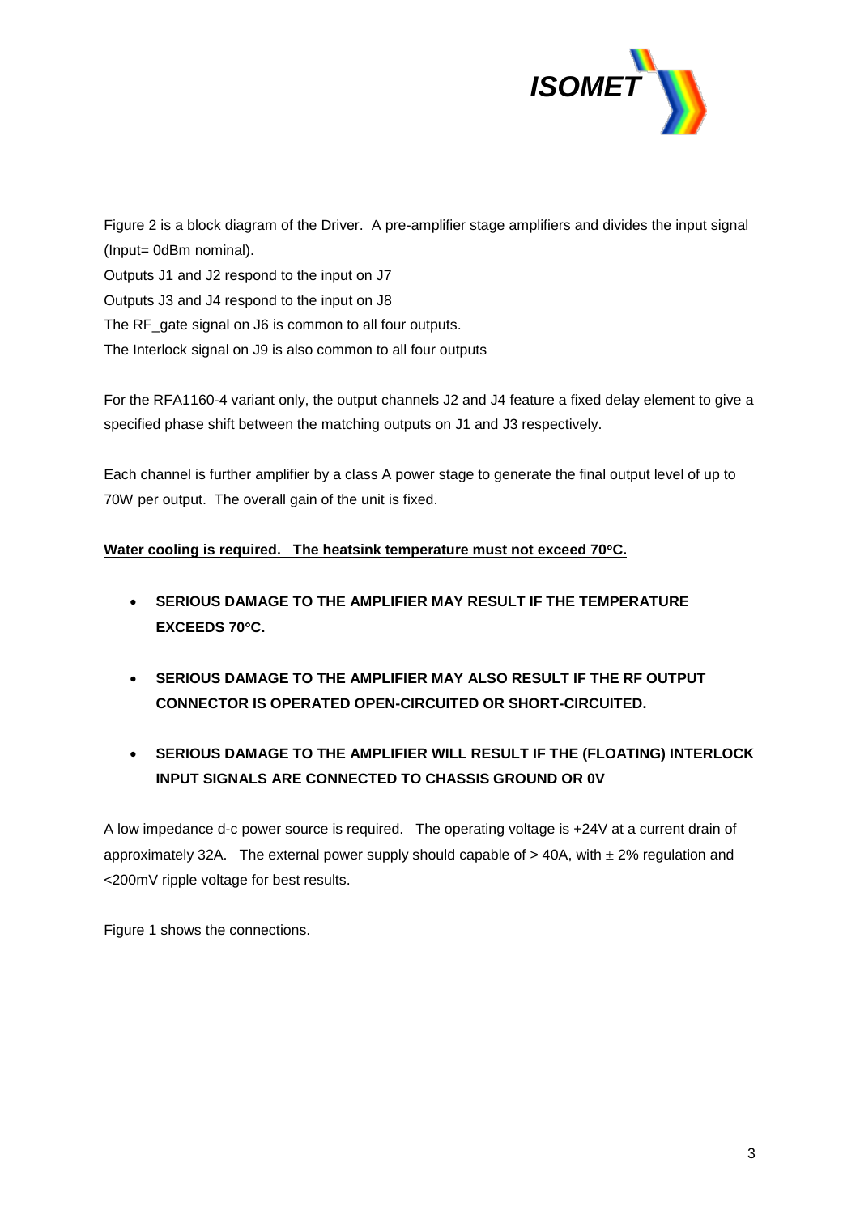Figure 2 is a block diagram of the Driver. A pre-amplifier stage amplifiers and divides the input signal (Input= 0dBm nominal).

Outputs J1 and J2 respond to the input on J7

Outputs J3 and J4 respond to the input on J8

The RF_gate signal on J6 is common to all four outputs.

The Interlock signal on J9 is also common to all four outputs

For the RFA1160-4 variant only, the output channels J2 and J4 feature a fixed delay element to give a specified phase shift between the matching outputs on J1 and J3 respectively.

Each channel is further amplifier by a class A power stage to generate the final output level of up to 70W per output. The overall gain of the unit is fixed.

**Water cooling is required. The heatsink temperature must not exceed 70°C.**

- **SERIOUS DAMAGE TO THE AMPLIFIER MAY RESULT IF THE TEMPERATURE EXCEEDS 70°C.**
- **SERIOUS DAMAGE TO THE AMPLIFIER MAY ALSO RESULT IF THE RF OUTPUT CONNECTOR IS OPERATED OPEN-CIRCUITED OR SHORT-CIRCUITED.**
- **SERIOUS DAMAGE TO THE AMPLIFIER WILL RESULT IF THE (FLOATING) INTERLOCK INPUT SIGNALS ARE CONNECTED TO CHASSIS GROUND OR 0V**

A low impedance d-c power source is required. The operating voltage is +24V at a current drain of approximately 32A. The external power supply should capable of > 40A, with $\pm$ 2% regulation and <200mV ripple voltage for best results.

Figure 1 shows the connections.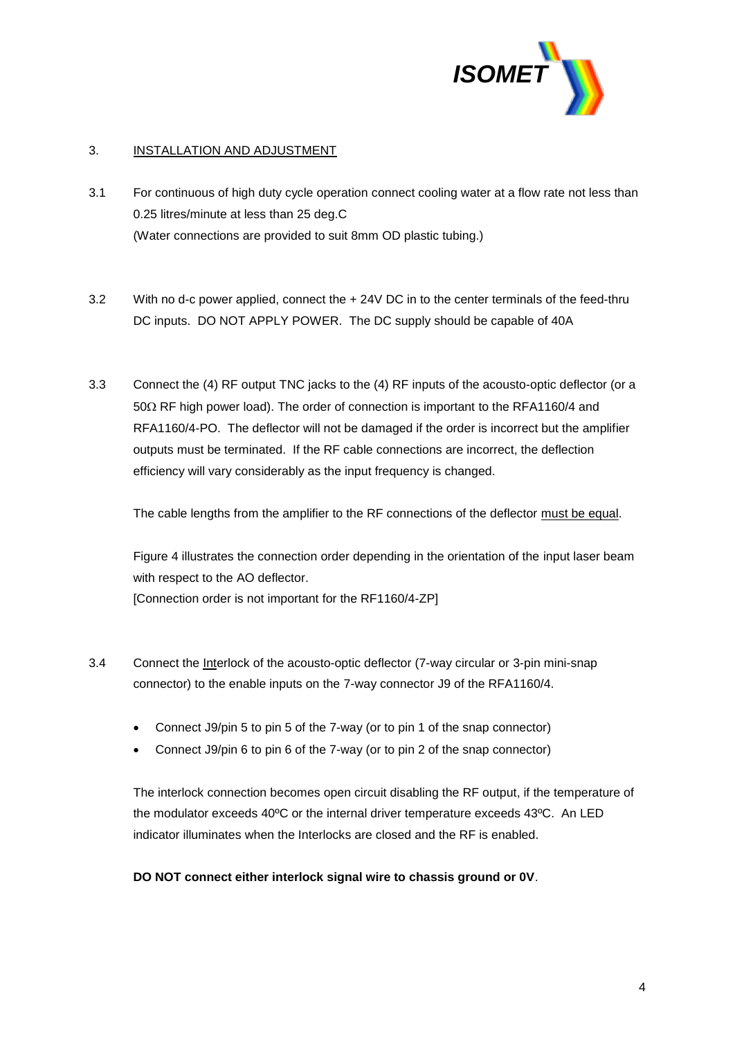## 3. INSTALLATION AND ADJUSTMENT

3.1 For continuous of high duty cycle operation connect cooling water at a flow rate not less than 0.25 litres/minute at less than 25 deg.C
(Water connections are provided to suit 8mm OD plastic tubing.)

3.2 With no d-c power applied, connect the + 24V DC in to the center terminals of the feed-thru DC inputs. DO NOT APPLY POWER. The DC supply should be capable of 40A

3.3 Connect the (4) RF output TNC jacks to the (4) RF inputs of the acousto-optic deflector (or a 50Ω RF high power load). The order of connection is important to the RFA1160/4 and RFA1160/4-PO. The deflector will not be damaged if the order is incorrect but the amplifier outputs must be terminated. If the RF cable connections are incorrect, the deflection efficiency will vary considerably as the input frequency is changed.

The cable lengths from the amplifier to the RF connections of the deflector must be equal.

Figure 4 illustrates the connection order depending in the orientation of the input laser beam with respect to the AO deflector.
[Connection order is not important for the RF1160/4-ZP]

3.4 Connect the Interlock of the acousto-optic deflector (7-way circular or 3-pin mini-snap connector) to the enable inputs on the 7-way connector J9 of the RFA1160/4.

- Connect J9/pin 5 to pin 5 of the 7-way (or to pin 1 of the snap connector)
- Connect J9/pin 6 to pin 6 of the 7-way (or to pin 2 of the snap connector)

The interlock connection becomes open circuit disabling the RF output, if the temperature of the modulator exceeds 40ºC or the internal driver temperature exceeds 43ºC. An LED indicator illuminates when the Interlocks are closed and the RF is enabled.

**DO NOT connect either interlock signal wire to chassis ground or 0V**.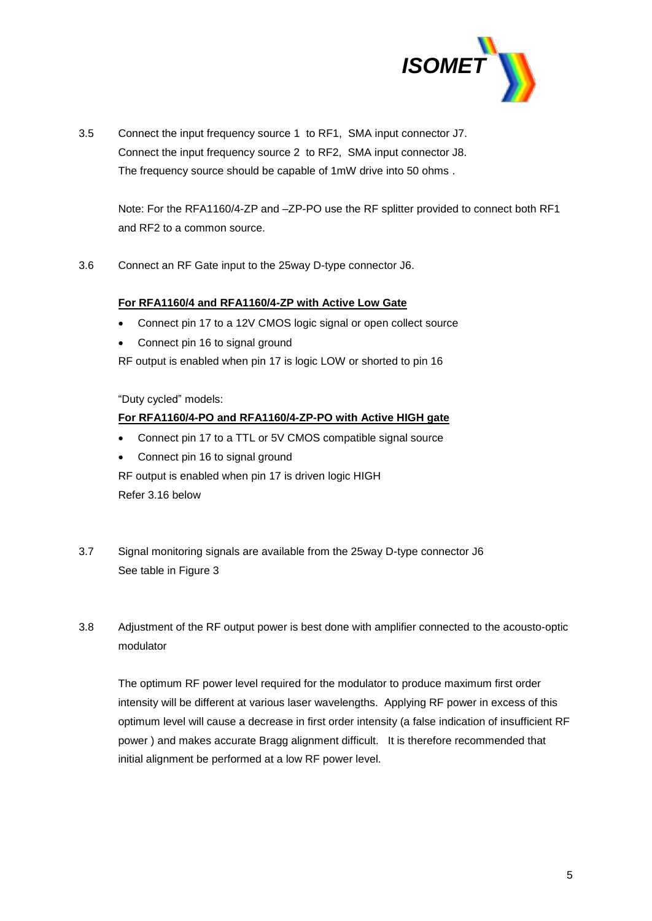3.5 Connect the input frequency source 1 to RF1, SMA input connector J7.
Connect the input frequency source 2 to RF2, SMA input connector J8.
The frequency source should be capable of 1mW drive into 50 ohms .

Note: For the RFA1160/4-ZP and –ZP-PO use the RF splitter provided to connect both RF1 and RF2 to a common source.

3.6 Connect an RF Gate input to the 25way D-type connector J6.

**For RFA1160/4 and RFA1160/4-ZP with Active Low Gate**

- Connect pin 17 to a 12V CMOS logic signal or open collect source
- Connect pin 16 to signal ground

RF output is enabled when pin 17 is logic LOW or shorted to pin 16

"Duty cycled" models:

**For RFA1160/4-PO and RFA1160/4-ZP-PO with Active HIGH gate**

- Connect pin 17 to a TTL or 5V CMOS compatible signal source
- Connect pin 16 to signal ground

RF output is enabled when pin 17 is driven logic HIGH
Refer 3.16 below

3.7 Signal monitoring signals are available from the 25way D-type connector J6
See table in Figure 3

3.8 Adjustment of the RF output power is best done with amplifier connected to the acousto-optic modulator

The optimum RF power level required for the modulator to produce maximum first order intensity will be different at various laser wavelengths. Applying RF power in excess of this optimum level will cause a decrease in first order intensity (a false indication of insufficient RF power ) and makes accurate Bragg alignment difficult. It is therefore recommended that initial alignment be performed at a low RF power level.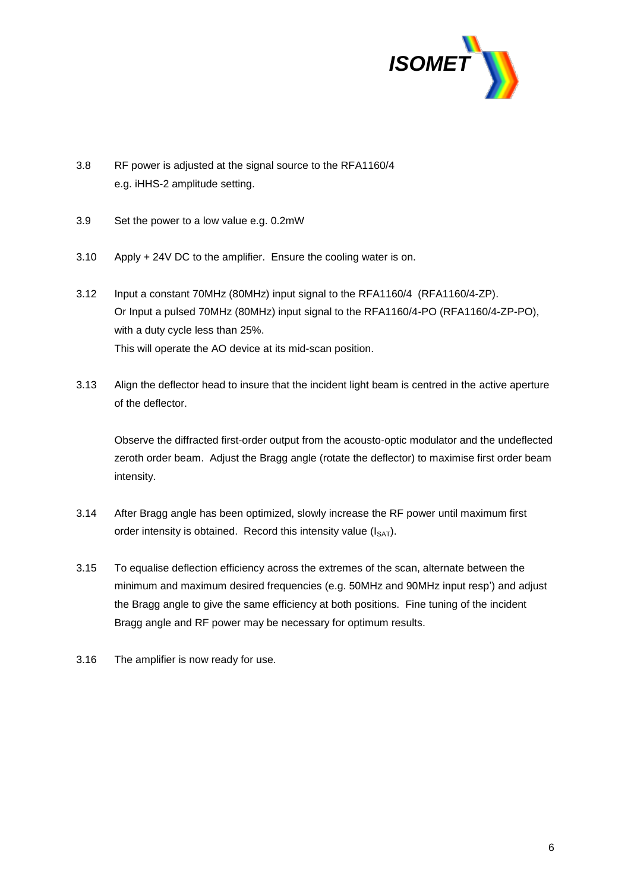3.8 RF power is adjusted at the signal source to the RFA1160/4 e.g. iHHS-2 amplitude setting.

3.9 Set the power to a low value e.g. 0.2mW

3.10 Apply + 24V DC to the amplifier. Ensure the cooling water is on.

3.12 Input a constant 70MHz (80MHz) input signal to the RFA1160/4 (RFA1160/4-ZP).
Or Input a pulsed 70MHz (80MHz) input signal to the RFA1160/4-PO (RFA1160/4-ZP-PO), with a duty cycle less than 25%.
This will operate the AO device at its mid-scan position.

3.13 Align the deflector head to insure that the incident light beam is centred in the active aperture of the deflector.

Observe the diffracted first-order output from the acousto-optic modulator and the undeflected zeroth order beam. Adjust the Bragg angle (rotate the deflector) to maximise first order beam intensity.

3.14 After Bragg angle has been optimized, slowly increase the RF power until maximum first order intensity is obtained. Record this intensity value ($I_{SAT}$).

3.15 To equalise deflection efficiency across the extremes of the scan, alternate between the minimum and maximum desired frequencies (e.g. 50MHz and 90MHz input resp') and adjust the Bragg angle to give the same efficiency at both positions. Fine tuning of the incident Bragg angle and RF power may be necessary for optimum results.

3.16 The amplifier is now ready for use.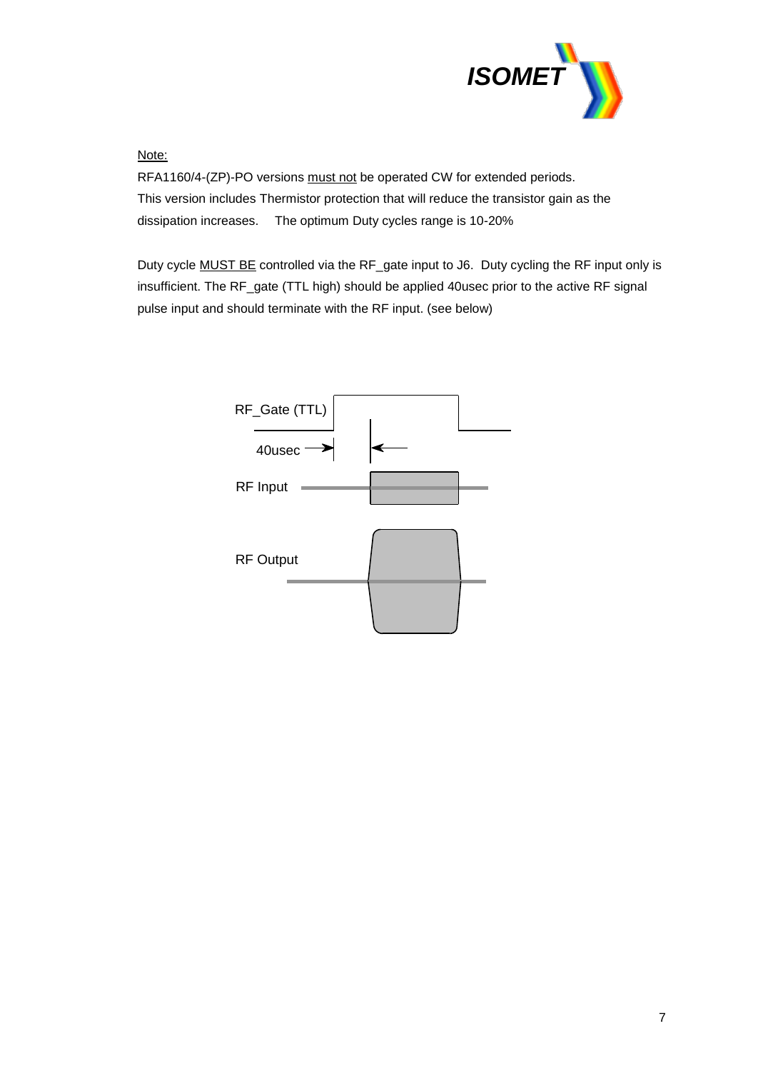Note:

RFA1160/4-(ZP)-PO versions must not be operated CW for extended periods.
This version includes Thermistor protection that will reduce the transistor gain as the dissipation increases.    The optimum Duty cycles range is 10-20%

Duty cycle MUST BE controlled via the RF_gate input to J6.  Duty cycling the RF input only is insufficient. The RF_gate (TTL high) should be applied 40usec prior to the active RF signal pulse input and should terminate with the RF input. (see below)

RF_Gate (TTL)

40usec

RF Input

RF Output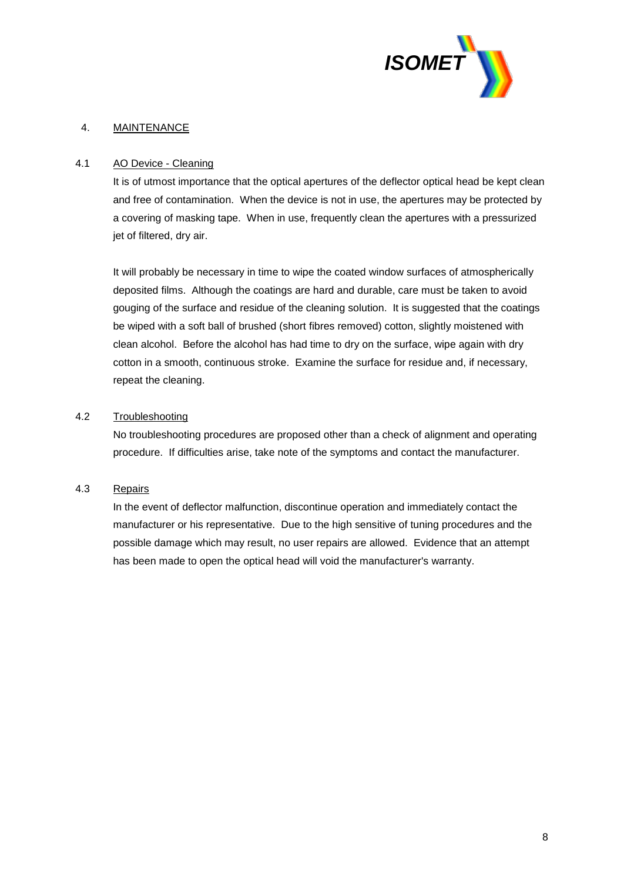## 4. MAINTENANCE

### 4.1 AO Device - Cleaning

It is of utmost importance that the optical apertures of the deflector optical head be kept clean and free of contamination. When the device is not in use, the apertures may be protected by a covering of masking tape. When in use, frequently clean the apertures with a pressurized jet of filtered, dry air.

It will probably be necessary in time to wipe the coated window surfaces of atmospherically deposited films. Although the coatings are hard and durable, care must be taken to avoid gouging of the surface and residue of the cleaning solution. It is suggested that the coatings be wiped with a soft ball of brushed (short fibres removed) cotton, slightly moistened with clean alcohol. Before the alcohol has had time to dry on the surface, wipe again with dry cotton in a smooth, continuous stroke. Examine the surface for residue and, if necessary, repeat the cleaning.

### 4.2 Troubleshooting

No troubleshooting procedures are proposed other than a check of alignment and operating procedure. If difficulties arise, take note of the symptoms and contact the manufacturer.

### 4.3 Repairs

In the event of deflector malfunction, discontinue operation and immediately contact the manufacturer or his representative. Due to the high sensitive of tuning procedures and the possible damage which may result, no user repairs are allowed. Evidence that an attempt has been made to open the optical head will void the manufacturer's warranty.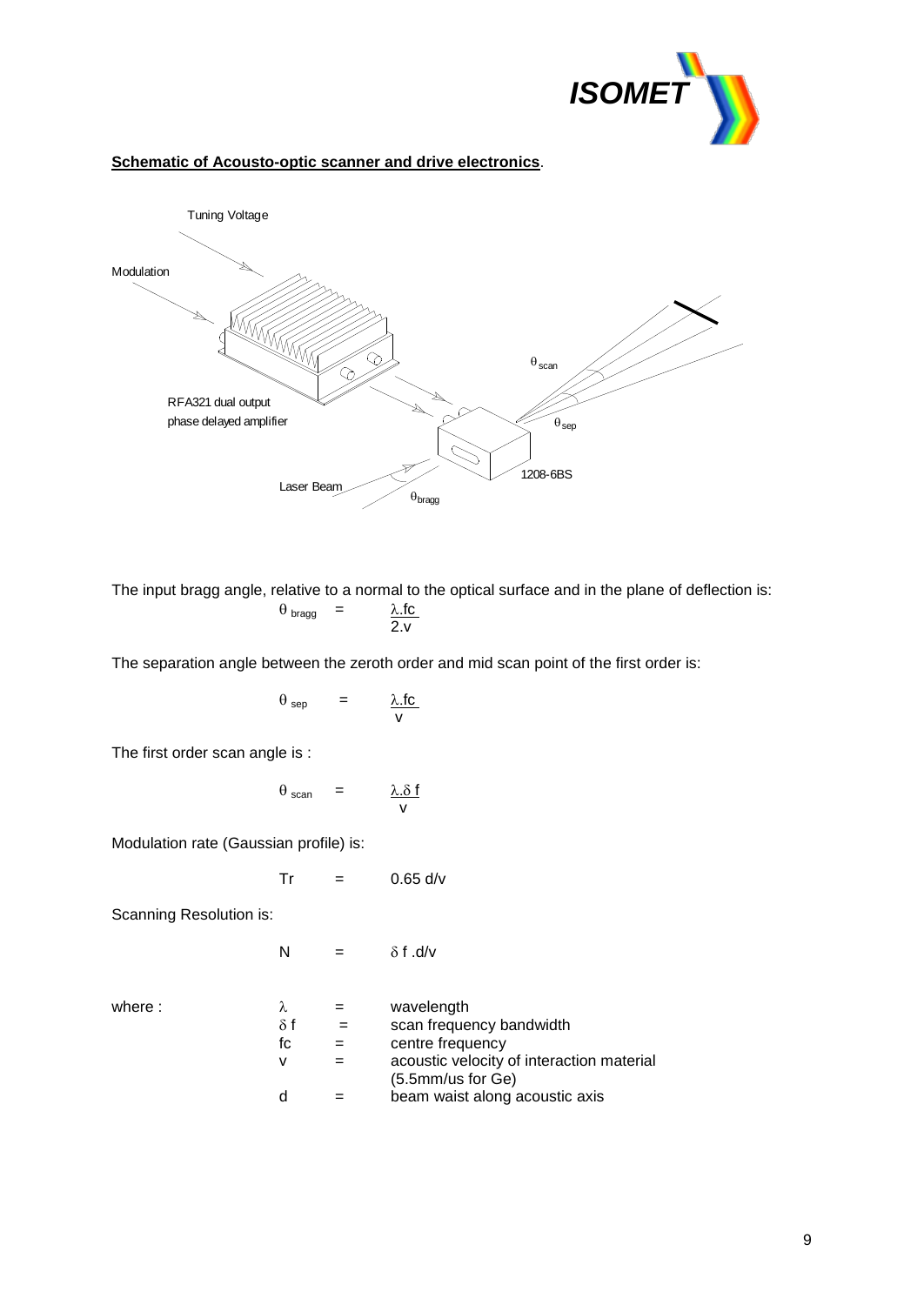**Schematic of Acousto-optic scanner and drive electronics**.

The input bragg angle, relative to a normal to the optical surface and in the plane of deflection is:

$$\theta_{bragg} = \frac{\lambda . fc}{2.v}$$

The separation angle between the zeroth order and mid scan point of the first order is:

$$\theta_{sep} = \frac{\lambda . fc}{v}$$

The first order scan angle is :

$$\theta_{scan} = \frac{\lambda . \delta f}{v}$$

Modulation rate (Gaussian profile) is:

$$Tr = 0.65\ d/v$$

Scanning Resolution is:

$$N = \delta f . d/v$$

where :

| | | |
|---|---|---|
| $\lambda$ | = | wavelength |
| $\delta f$ | = | scan frequency bandwidth |
| fc | = | centre frequency |
| v | = | acoustic velocity of interaction material (5.5mm/us for Ge) |
| d | = | beam waist along acoustic axis |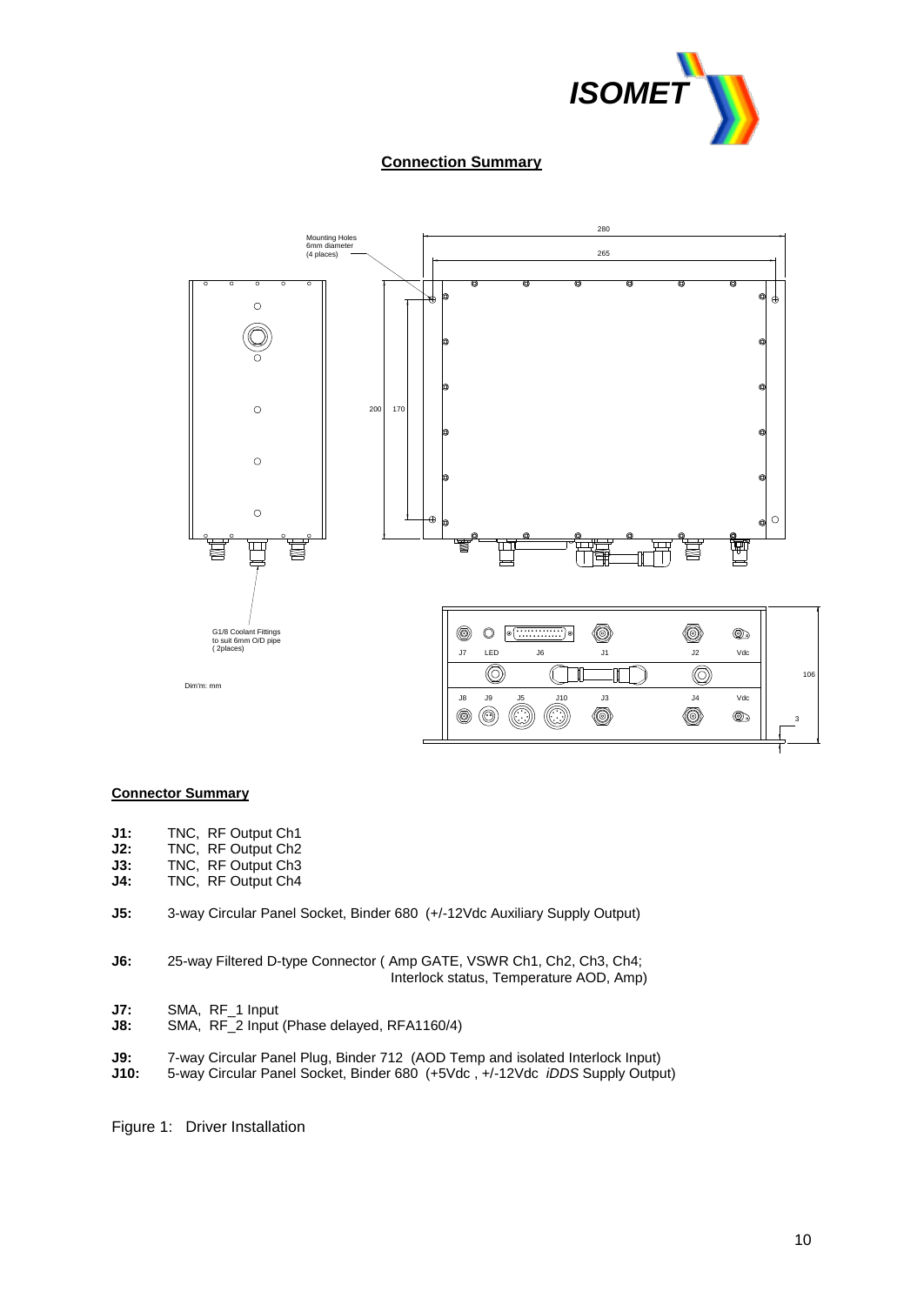## Connection Summary

Mounting Holes 6mm diameter (4 places)

280

265

200

170

G1/8 Coolant Fittings to suit 6mm O/D pipe (2places)

Dim'm: mm

J7 LED J6 J1 J2 Vdc

J8 J9 J5 J10 J3 J4 Vdc

106

3

### Connector Summary

**J1:** TNC, RF Output Ch1
**J2:** TNC, RF Output Ch2
**J3:** TNC, RF Output Ch3
**J4:** TNC, RF Output Ch4

**J5:** 3-way Circular Panel Socket, Binder 680 (+/-12Vdc Auxiliary Supply Output)

**J6:** 25-way Filtered D-type Connector ( Amp GATE, VSWR Ch1, Ch2, Ch3, Ch4; Interlock status, Temperature AOD, Amp)

**J7:** SMA, RF_1 Input
**J8:** SMA, RF_2 Input (Phase delayed, RFA1160/4)

**J9:** 7-way Circular Panel Plug, Binder 712 (AOD Temp and isolated Interlock Input)
**J10:** 5-way Circular Panel Socket, Binder 680 (+5Vdc , +/-12Vdc *iDDS* Supply Output)

Figure 1: Driver Installation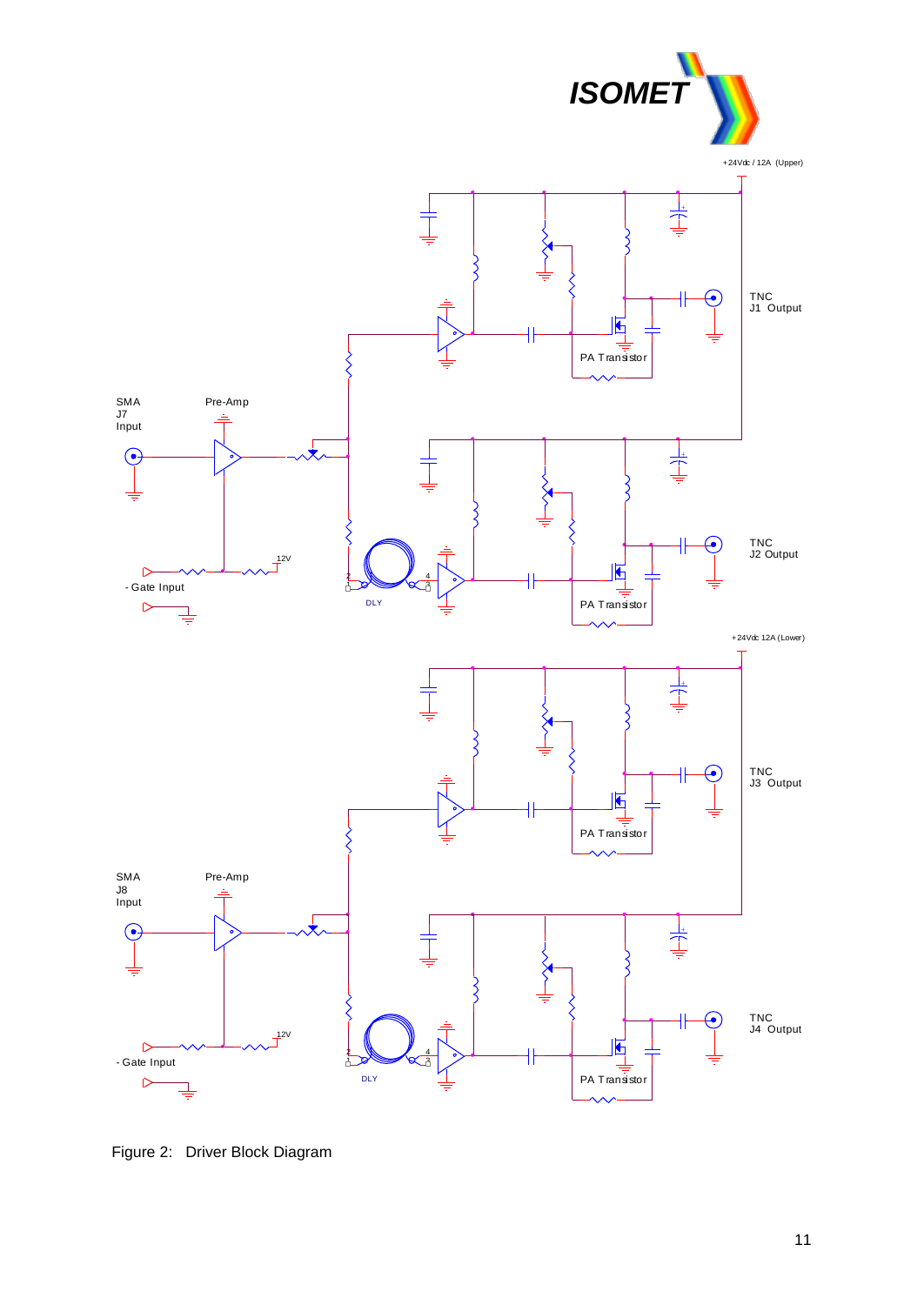Figure 2: Driver Block Diagram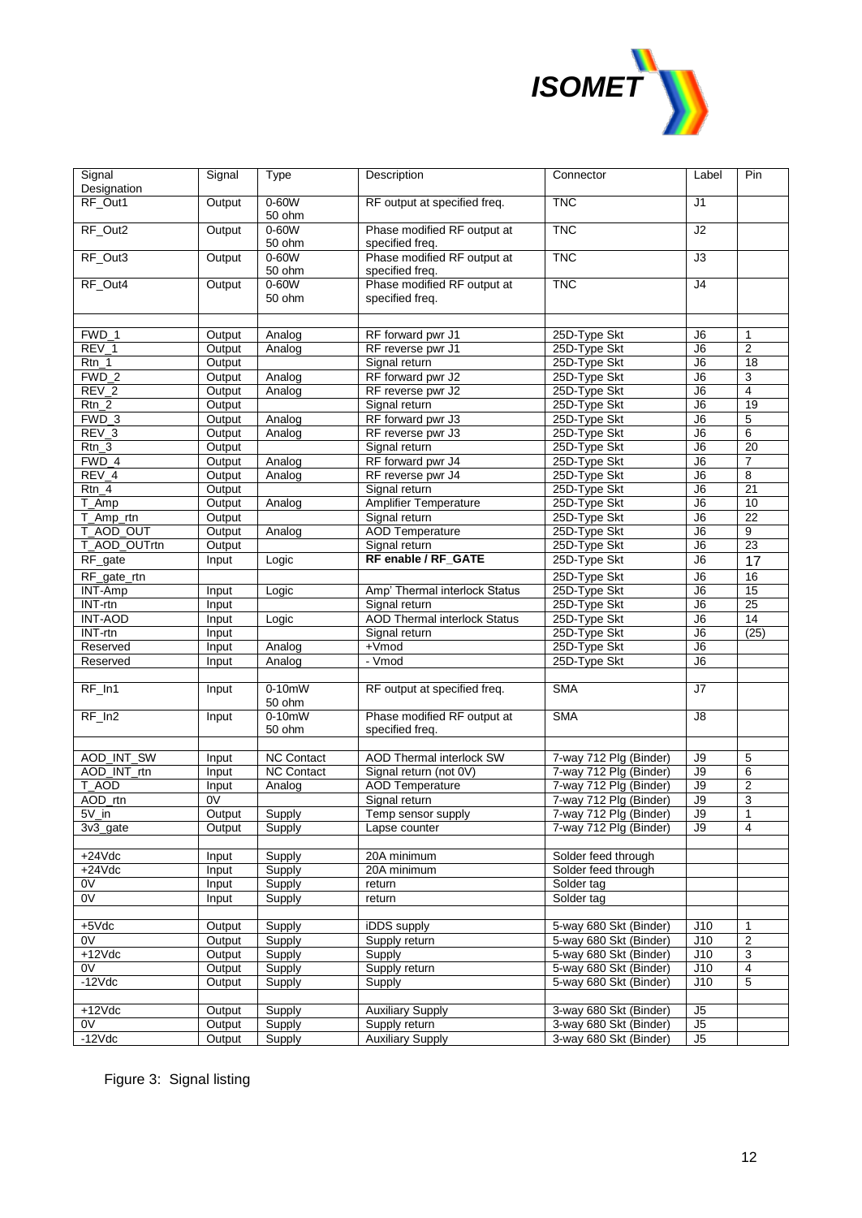| Signal Designation | Signal | Type | Description | Connector | Label | Pin |
|---|---|---|---|---|---|---|
| RF_Out1 | Output | 0-60W 50 ohm | RF output at specified freq. | TNC | J1 | |
| RF_Out2 | Output | 0-60W 50 ohm | Phase modified RF output at specified freq. | TNC | J2 | |
| RF_Out3 | Output | 0-60W 50 ohm | Phase modified RF output at specified freq. | TNC | J3 | |
| RF_Out4 | Output | 0-60W 50 ohm | Phase modified RF output at specified freq. | TNC | J4 | |
| | | | | | | |
| FWD_1 | Output | Analog | RF forward pwr J1 | 25D-Type Skt | J6 | 1 |
| REV_1 | Output | Analog | RF reverse pwr J1 | 25D-Type Skt | J6 | 2 |
| Rtn_1 | Output | | Signal return | 25D-Type Skt | J6 | 18 |
| FWD_2 | Output | Analog | RF forward pwr J2 | 25D-Type Skt | J6 | 3 |
| REV_2 | Output | Analog | RF reverse pwr J2 | 25D-Type Skt | J6 | 4 |
| Rtn_2 | Output | | Signal return | 25D-Type Skt | J6 | 19 |
| FWD_3 | Output | Analog | RF forward pwr J3 | 25D-Type Skt | J6 | 5 |
| REV_3 | Output | Analog | RF reverse pwr J3 | 25D-Type Skt | J6 | 6 |
| Rtn_3 | Output | | Signal return | 25D-Type Skt | J6 | 20 |
| FWD_4 | Output | Analog | RF forward pwr J4 | 25D-Type Skt | J6 | 7 |
| REV_4 | Output | Analog | RF reverse pwr J4 | 25D-Type Skt | J6 | 8 |
| Rtn_4 | Output | | Signal return | 25D-Type Skt | J6 | 21 |
| T_Amp | Output | Analog | Amplifier Temperature | 25D-Type Skt | J6 | 10 |
| T_Amp_rtn | Output | | Signal return | 25D-Type Skt | J6 | 22 |
| T_AOD_OUT | Output | Analog | AOD Temperature | 25D-Type Skt | J6 | 9 |
| T_AOD_OUTrtn | Output | | Signal return | 25D-Type Skt | J6 | 23 |
| RF_gate | Input | Logic | **RF enable / RF_GATE** | 25D-Type Skt | J6 | 17 |
| RF_gate_rtn | | | | 25D-Type Skt | J6 | 16 |
| INT-Amp | Input | Logic | Amp' Thermal interlock Status | 25D-Type Skt | J6 | 15 |
| INT-rtn | Input | | Signal return | 25D-Type Skt | J6 | 25 |
| INT-AOD | Input | Logic | AOD Thermal interlock Status | 25D-Type Skt | J6 | 14 |
| INT-rtn | Input | | Signal return | 25D-Type Skt | J6 | (25) |
| Reserved | Input | Analog | +Vmod | 25D-Type Skt | J6 | |
| Reserved | Input | Analog | - Vmod | 25D-Type Skt | J6 | |
| | | | | | | |
| RF_In1 | Input | 0-10mW 50 ohm | RF output at specified freq. | SMA | J7 | |
| RF_In2 | Input | 0-10mW 50 ohm | Phase modified RF output at specified freq. | SMA | J8 | |
| | | | | | | |
| AOD_INT_SW | Input | NC Contact | AOD Thermal interlock SW | 7-way 712 Plg (Binder) | J9 | 5 |
| AOD_INT_rtn | Input | NC Contact | Signal return (not 0V) | 7-way 712 Plg (Binder) | J9 | 6 |
| T_AOD | Input | Analog | AOD Temperature | 7-way 712 Plg (Binder) | J9 | 2 |
| AOD_rtn | 0V | | Signal return | 7-way 712 Plg (Binder) | J9 | 3 |
| 5V_in | Output | Supply | Temp sensor supply | 7-way 712 Plg (Binder) | J9 | 1 |
| 3v3_gate | Output | Supply | Lapse counter | 7-way 712 Plg (Binder) | J9 | 4 |
| | | | | | | |
| +24Vdc | Input | Supply | 20A minimum | Solder feed through | | |
| +24Vdc | Input | Supply | 20A minimum | Solder feed through | | |
| 0V | Input | Supply | return | Solder tag | | |
| 0V | Input | Supply | return | Solder tag | | |
| | | | | | | |
| +5Vdc | Output | Supply | iDDS supply | 5-way 680 Skt (Binder) | J10 | 1 |
| 0V | Output | Supply | Supply return | 5-way 680 Skt (Binder) | J10 | 2 |
| +12Vdc | Output | Supply | Supply | 5-way 680 Skt (Binder) | J10 | 3 |
| 0V | Output | Supply | Supply return | 5-way 680 Skt (Binder) | J10 | 4 |
| -12Vdc | Output | Supply | Supply | 5-way 680 Skt (Binder) | J10 | 5 |
| | | | | | | |
| +12Vdc | Output | Supply | Auxiliary Supply | 3-way 680 Skt (Binder) | J5 | |
| 0V | Output | Supply | Supply return | 3-way 680 Skt (Binder) | J5 | |
| -12Vdc | Output | Supply | Auxiliary Supply | 3-way 680 Skt (Binder) | J5 | |

Figure 3: Signal listing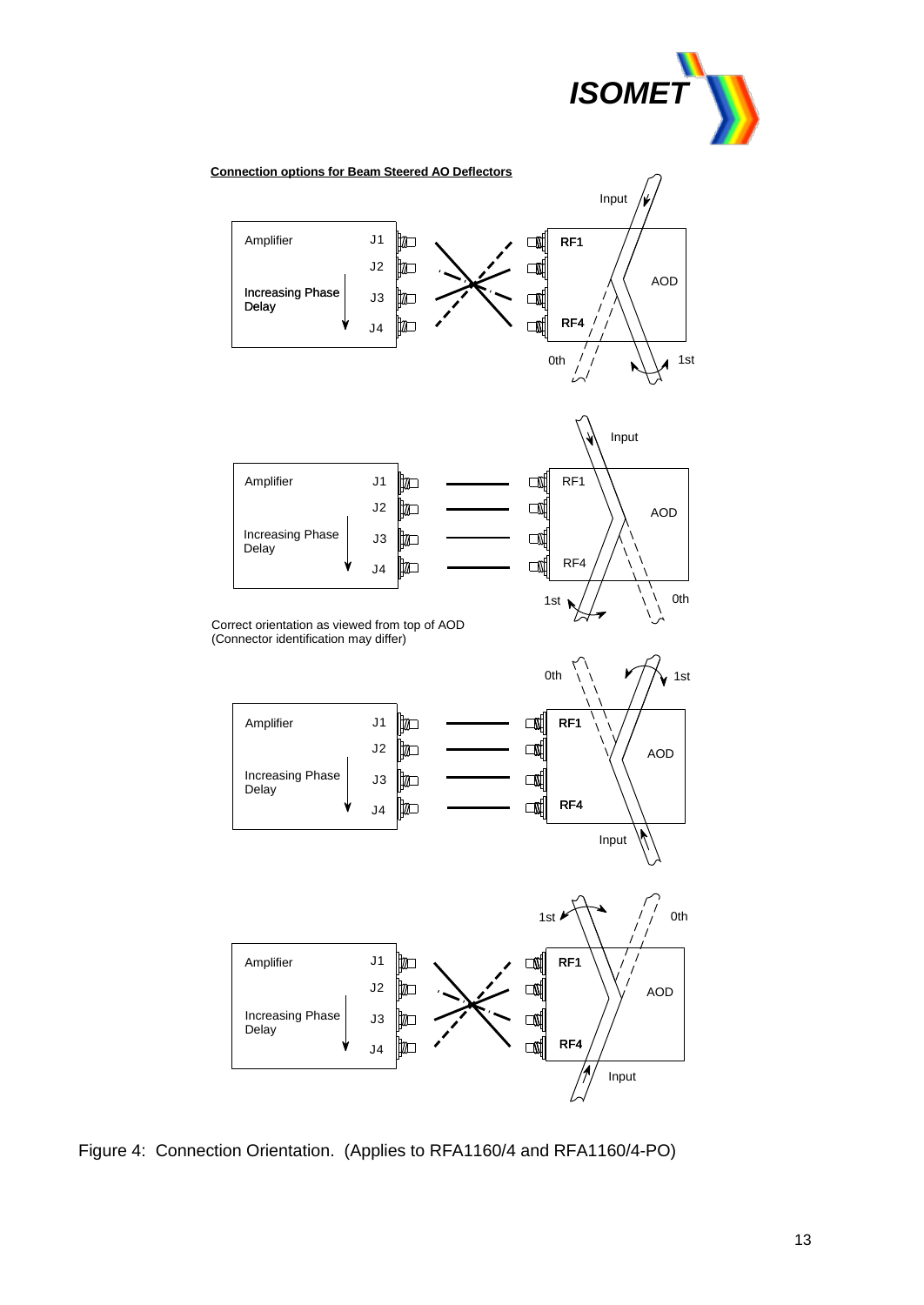**Connection options for Beam Steered AO Deflectors**

Amplifier

Increasing Phase Delay

J1
J2
J3
J4

RF1
RF4
AOD
Input
0th
1st

Amplifier

Increasing Phase Delay

J1
J2
J3
J4

RF1
RF4
AOD
Input
1st
0th

Correct orientation as viewed from top of AOD
(Connector identification may differ)

Amplifier

Increasing Phase Delay

J1
J2
J3
J4

RF1
RF4
AOD
0th
1st
Input

Amplifier

Increasing Phase Delay

J1
J2
J3
J4

RF1
RF4
AOD
1st
0th
Input

Figure 4: Connection Orientation. (Applies to RFA1160/4 and RFA1160/4-PO)